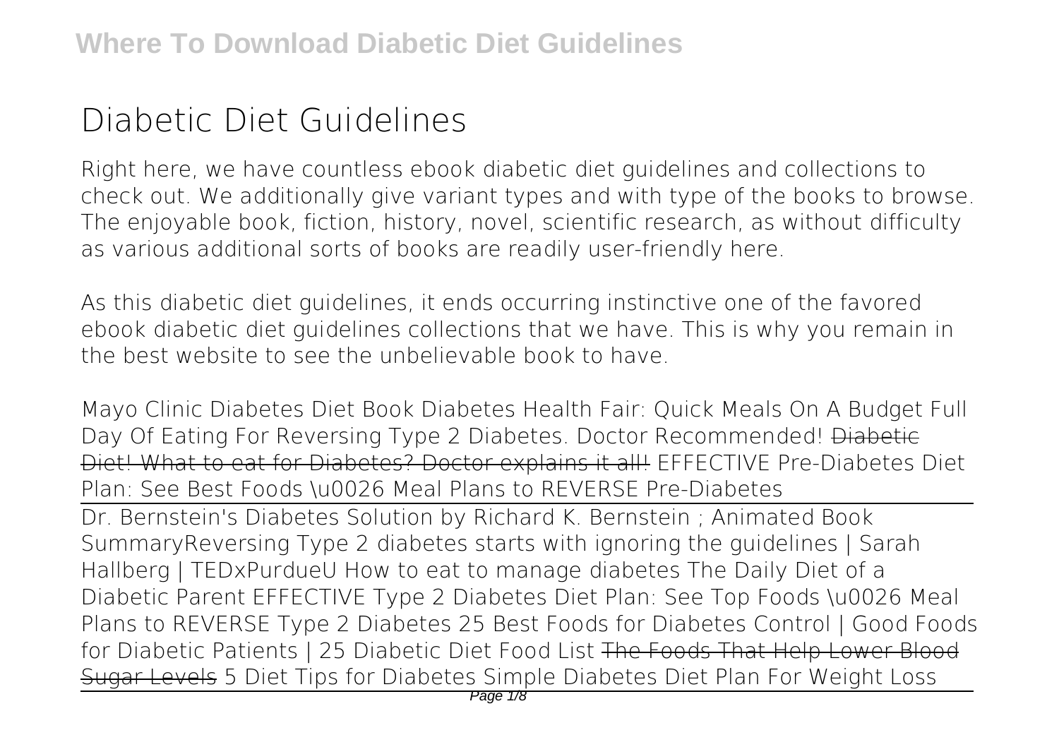# Diabetic Diet Guidelines

Right here, we have countless ebook diabetic diet guidelines and collections to check out. We additionally give variant types and with type of the books to browse. The enjoyable book, fiction, history, novel, scientific research, as without difficulty as various additional sorts of books are readily user-friendly here.

As this diabetic diet guidelines, it ends occurring instinctive one of the favored ebook diabetic diet guidelines collections that we have. This is why you remain in the best website to see the unbelievable book to have.

*Mayo Clinic Diabetes Diet Book* *Diabetes Health Fair: Quick Meals On A Budget* Full Day Of Eating For Reversing Type 2 Diabetes. Doctor Recommended! ~~Diabetic Diet! What to eat for Diabetes? Doctor explains it all!~~ *EFFECTIVE Pre-Diabetes Diet Plan: See Best Foods \u0026 Meal Plans to REVERSE Pre-Diabetes*

Dr. Bernstein's Diabetes Solution by Richard K. Bernstein ; Animated Book Summary*Reversing Type 2 diabetes starts with ignoring the guidelines | Sarah Hallberg | TEDxPurdueU* *How to eat to manage diabetes* *The Daily Diet of a Diabetic Parent* *EFFECTIVE Type 2 Diabetes Diet Plan: See Top Foods \u0026 Meal Plans to REVERSE Type 2 Diabetes* *25 Best Foods for Diabetes Control | Good Foods for Diabetic Patients | 25 Diabetic Diet Food List* ~~The Foods That Help Lower Blood Sugar Levels~~ *5 Diet Tips for Diabetes* *Simple Diabetes Diet Plan For Weight Loss*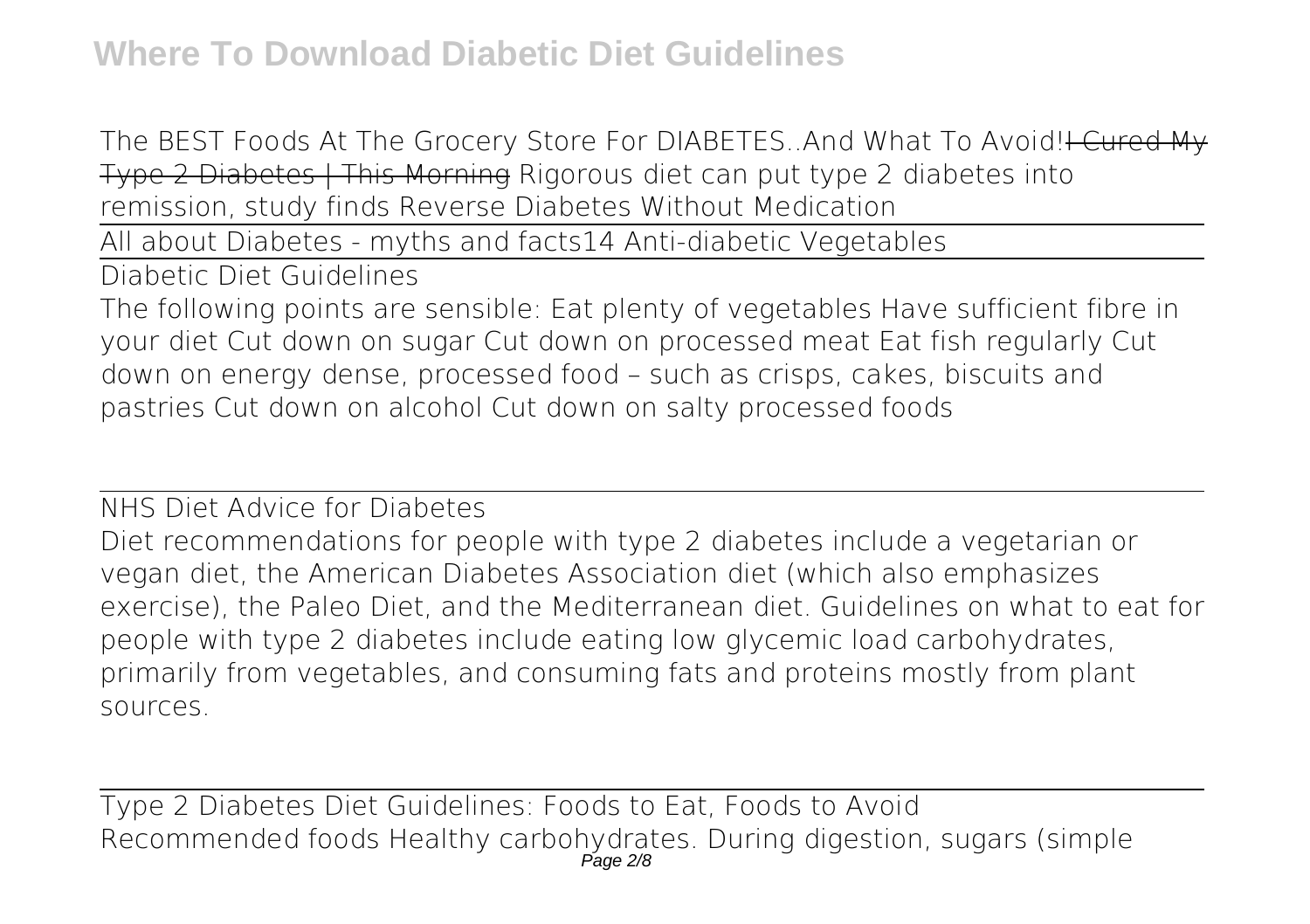*The BEST Foods At The Grocery Store For DIABETES..And What To Avoid!* ~~I Cured My Type 2 Diabetes | This Morning~~ *Rigorous diet can put type 2 diabetes into remission, study finds* *Reverse Diabetes Without Medication*

All about Diabetes - myths and facts*14 Anti-diabetic Vegetables*

## Diabetic Diet Guidelines

The following points are sensible: Eat plenty of vegetables Have sufficient fibre in your diet Cut down on sugar Cut down on processed meat Eat fish regularly Cut down on energy dense, processed food – such as crisps, cakes, biscuits and pastries Cut down on alcohol Cut down on salty processed foods

## NHS Diet Advice for Diabetes

Diet recommendations for people with type 2 diabetes include a vegetarian or vegan diet, the American Diabetes Association diet (which also emphasizes exercise), the Paleo Diet, and the Mediterranean diet. Guidelines on what to eat for people with type 2 diabetes include eating low glycemic load carbohydrates, primarily from vegetables, and consuming fats and proteins mostly from plant sources.

## Type 2 Diabetes Diet Guidelines: Foods to Eat, Foods to Avoid

Recommended foods Healthy carbohydrates. During digestion, sugars (simple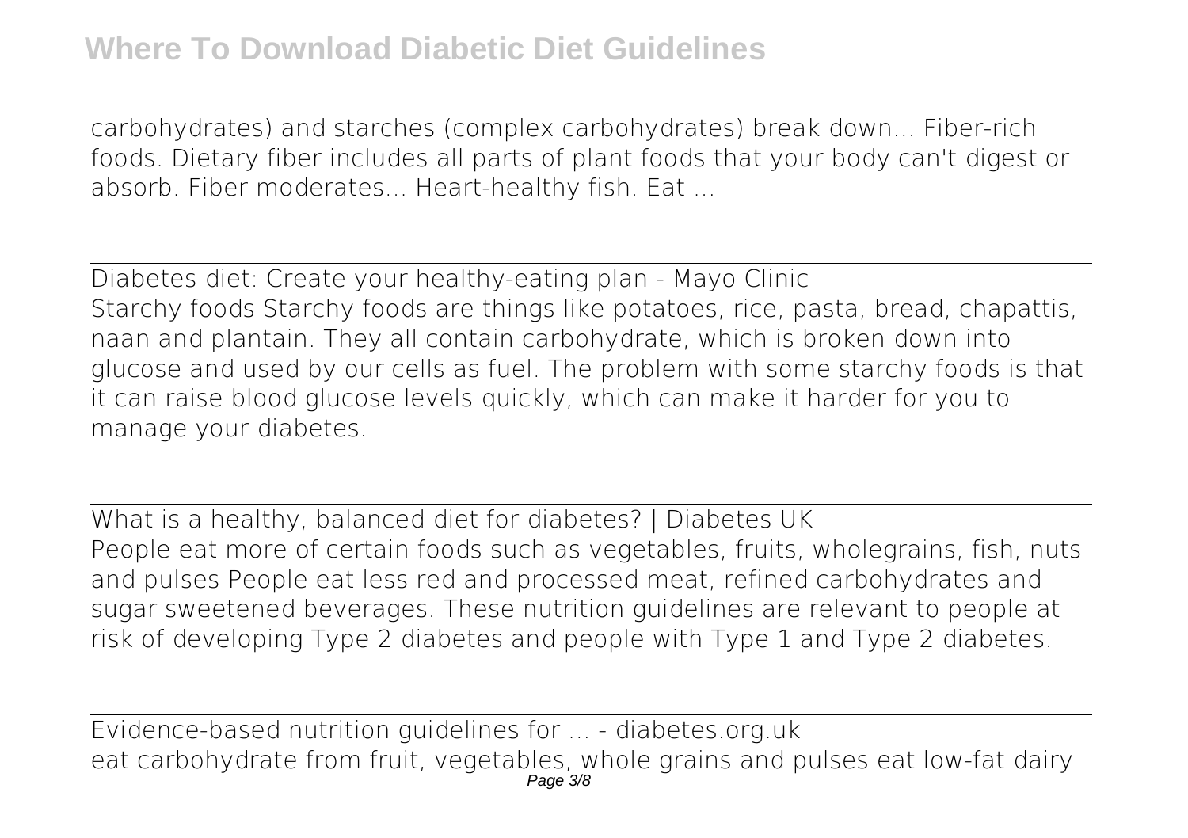carbohydrates) and starches (complex carbohydrates) break down... Fiber-rich foods. Dietary fiber includes all parts of plant foods that your body can't digest or absorb. Fiber moderates... Heart-healthy fish. Eat ...

Diabetes diet: Create your healthy-eating plan - Mayo Clinic

Starchy foods Starchy foods are things like potatoes, rice, pasta, bread, chapattis, naan and plantain. They all contain carbohydrate, which is broken down into glucose and used by our cells as fuel. The problem with some starchy foods is that it can raise blood glucose levels quickly, which can make it harder for you to manage your diabetes.

What is a healthy, balanced diet for diabetes? | Diabetes UK

People eat more of certain foods such as vegetables, fruits, wholegrains, fish, nuts and pulses People eat less red and processed meat, refined carbohydrates and sugar sweetened beverages. These nutrition guidelines are relevant to people at risk of developing Type 2 diabetes and people with Type 1 and Type 2 diabetes.

Evidence-based nutrition guidelines for ... - diabetes.org.uk

eat carbohydrate from fruit, vegetables, whole grains and pulses eat low-fat dairy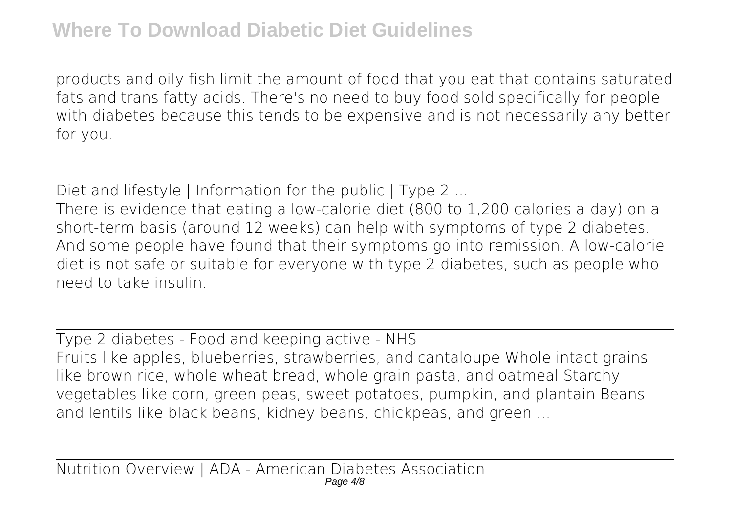products and oily fish limit the amount of food that you eat that contains saturated fats and trans fatty acids. There's no need to buy food sold specifically for people with diabetes because this tends to be expensive and is not necessarily any better for you.

Diet and lifestyle | Information for the public | Type 2 ...

There is evidence that eating a low-calorie diet (800 to 1,200 calories a day) on a short-term basis (around 12 weeks) can help with symptoms of type 2 diabetes. And some people have found that their symptoms go into remission. A low-calorie diet is not safe or suitable for everyone with type 2 diabetes, such as people who need to take insulin.

Type 2 diabetes - Food and keeping active - NHS

Fruits like apples, blueberries, strawberries, and cantaloupe Whole intact grains like brown rice, whole wheat bread, whole grain pasta, and oatmeal Starchy vegetables like corn, green peas, sweet potatoes, pumpkin, and plantain Beans and lentils like black beans, kidney beans, chickpeas, and green ...

Nutrition Overview | ADA - American Diabetes Association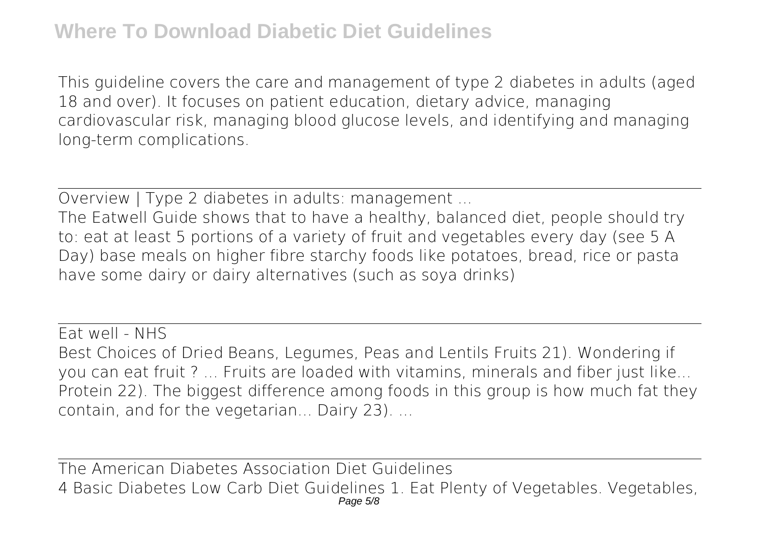This guideline covers the care and management of type 2 diabetes in adults (aged 18 and over). It focuses on patient education, dietary advice, managing cardiovascular risk, managing blood glucose levels, and identifying and managing long-term complications.

## Overview | Type 2 diabetes in adults: management ...

The Eatwell Guide shows that to have a healthy, balanced diet, people should try to: eat at least 5 portions of a variety of fruit and vegetables every day (see 5 A Day) base meals on higher fibre starchy foods like potatoes, bread, rice or pasta have some dairy or dairy alternatives (such as soya drinks)

## Eat well - NHS

Best Choices of Dried Beans, Legumes, Peas and Lentils Fruits 21). Wondering if you can eat fruit ? ... Fruits are loaded with vitamins, minerals and fiber just like... Protein 22). The biggest difference among foods in this group is how much fat they contain, and for the vegetarian... Dairy 23). ...

## The American Diabetes Association Diet Guidelines

4 Basic Diabetes Low Carb Diet Guidelines 1. Eat Plenty of Vegetables. Vegetables,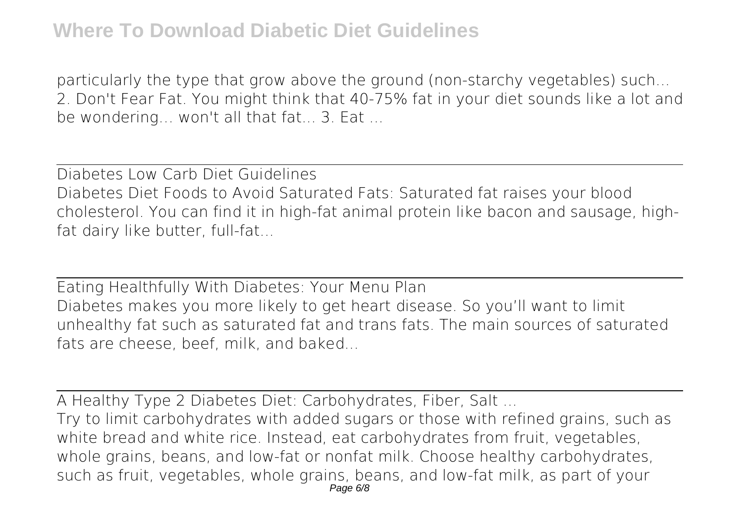particularly the type that grow above the ground (non-starchy vegetables) such... 2. Don't Fear Fat. You might think that 40-75% fat in your diet sounds like a lot and be wondering... won't all that fat... 3. Eat ...

## Diabetes Low Carb Diet Guidelines

Diabetes Diet Foods to Avoid Saturated Fats: Saturated fat raises your blood cholesterol. You can find it in high-fat animal protein like bacon and sausage, high-fat dairy like butter, full-fat...

## Eating Healthfully With Diabetes: Your Menu Plan

Diabetes makes you more likely to get heart disease. So you'll want to limit unhealthy fat such as saturated fat and trans fats. The main sources of saturated fats are cheese, beef, milk, and baked...

## A Healthy Type 2 Diabetes Diet: Carbohydrates, Fiber, Salt ...

Try to limit carbohydrates with added sugars or those with refined grains, such as white bread and white rice. Instead, eat carbohydrates from fruit, vegetables, whole grains, beans, and low-fat or nonfat milk. Choose healthy carbohydrates, such as fruit, vegetables, whole grains, beans, and low-fat milk, as part of your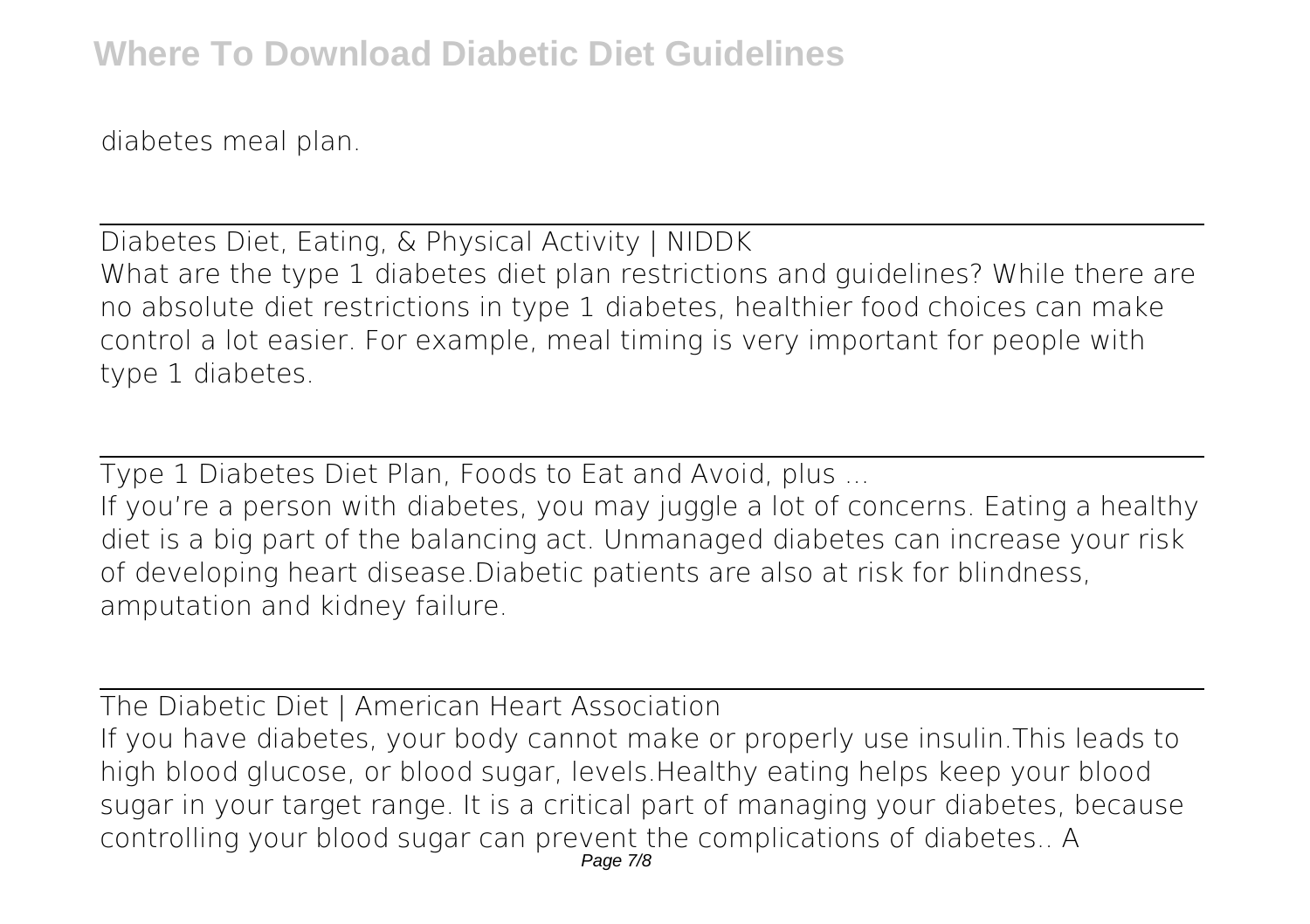diabetes meal plan.

Diabetes Diet, Eating, & Physical Activity | NIDDK

What are the type 1 diabetes diet plan restrictions and guidelines? While there are no absolute diet restrictions in type 1 diabetes, healthier food choices can make control a lot easier. For example, meal timing is very important for people with type 1 diabetes.

Type 1 Diabetes Diet Plan, Foods to Eat and Avoid, plus ...

If you're a person with diabetes, you may juggle a lot of concerns. Eating a healthy diet is a big part of the balancing act. Unmanaged diabetes can increase your risk of developing heart disease.Diabetic patients are also at risk for blindness, amputation and kidney failure.

The Diabetic Diet | American Heart Association

If you have diabetes, your body cannot make or properly use insulin.This leads to high blood glucose, or blood sugar, levels.Healthy eating helps keep your blood sugar in your target range. It is a critical part of managing your diabetes, because controlling your blood sugar can prevent the complications of diabetes.. A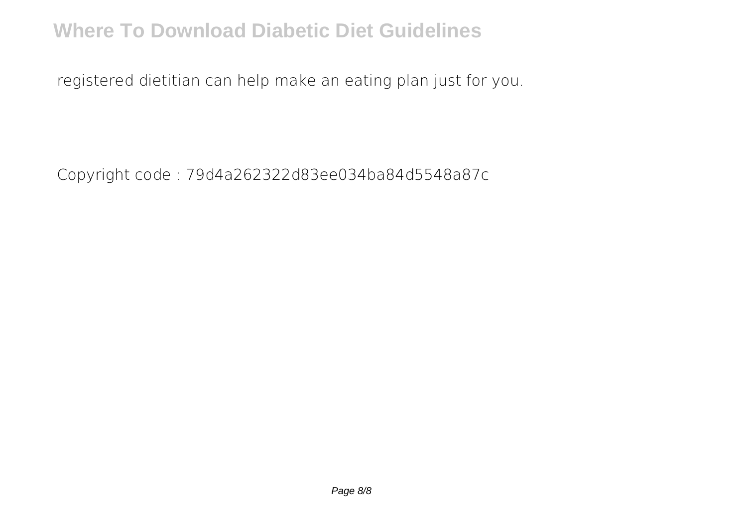registered dietitian can help make an eating plan just for you.

Copyright code : 79d4a262322d83ee034ba84d5548a87c